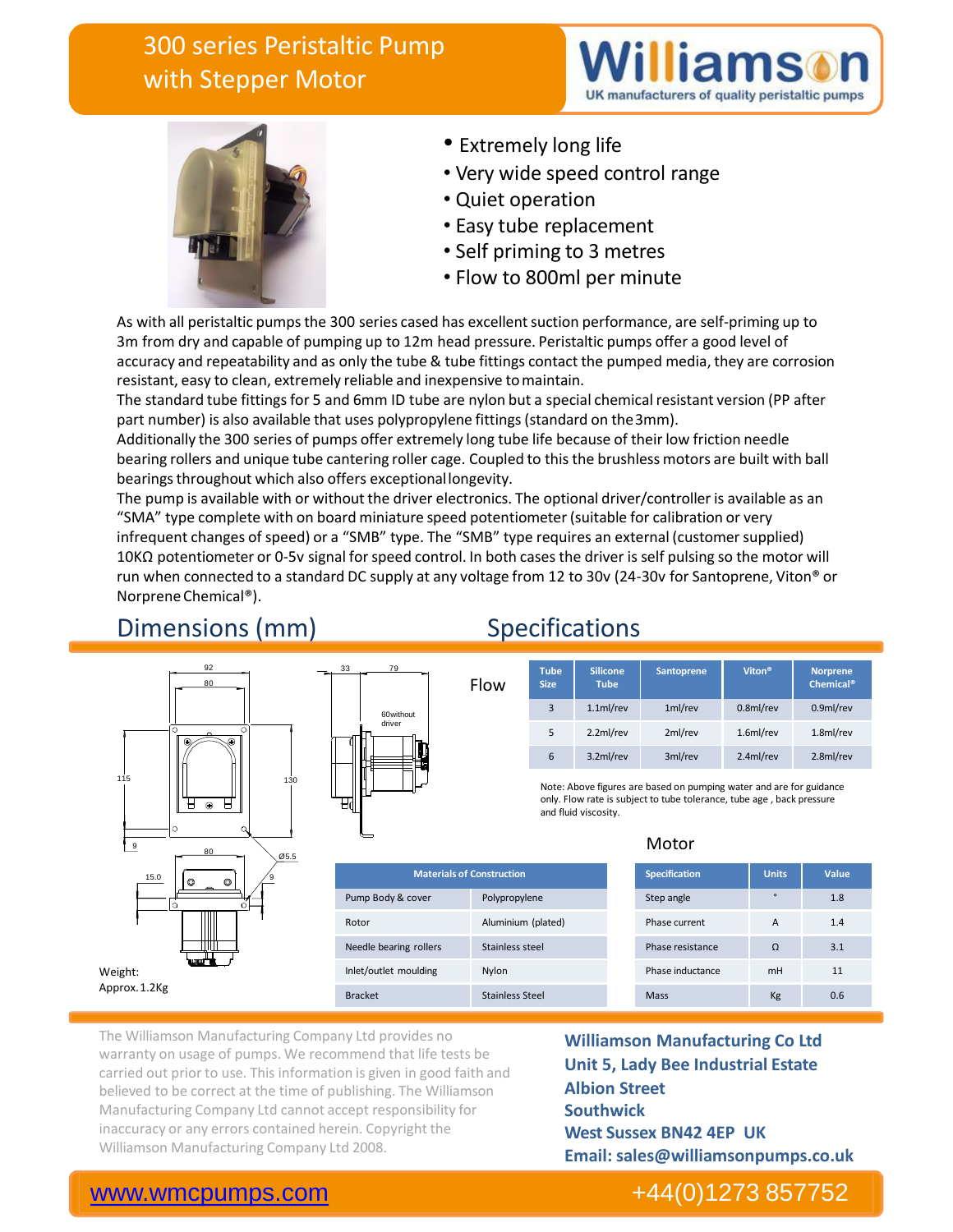# 300 series Peristaltic Pump with Stepper Motor

**Williamson** — UK manufacturers of quality peristaltic pumps

- Extremely long life
- Very wide speed control range
- Quiet operation
- Easy tube replacement
- Self priming to 3 metres
- Flow to 800ml per minute

As with all peristaltic pumps the 300 series cased has excellent suction performance, are self-priming up to 3m from dry and capable of pumping up to 12m head pressure. Peristaltic pumps offer a good level of accuracy and repeatability and as only the tube & tube fittings contact the pumped media, they are corrosion resistant, easy to clean, extremely reliable and inexpensive to maintain.
The standard tube fittings for 5 and 6mm ID tube are nylon but a special chemical resistant version (PP after part number) is also available that uses polypropylene fittings (standard on the 3mm).
Additionally the 300 series of pumps offer extremely long tube life because of their low friction needle bearing rollers and unique tube cantering roller cage. Coupled to this the brushless motors are built with ball bearings throughout which also offers exceptional longevity.
The pump is available with or without the driver electronics. The optional driver/controller is available as an "SMA" type complete with on board miniature speed potentiometer (suitable for calibration or very infrequent changes of speed) or a "SMB" type. The "SMB" type requires an external (customer supplied) 10KΩ potentiometer or 0-5v signal for speed control. In both cases the driver is self pulsing so the motor will run when connected to a standard DC supply at any voltage from 12 to 30v (24-30v for Santoprene, Viton® or Norprene Chemical®).

## Dimensions (mm)

92, 80, 115, 130, 9, 80, Ø5.5, 15.0, 9, 33, 79, 60without driver

Weight:
Approx. 1.2Kg

## Specifications

### Flow

| Tube Size | Silicone Tube | Santoprene | Viton® | Norprene Chemical® |
|---|---|---|---|---|
| 3 | 1.1ml/rev | 1ml/rev | 0.8ml/rev | 0.9ml/rev |
| 5 | 2.2ml/rev | 2ml/rev | 1.6ml/rev | 1.8ml/rev |
| 6 | 3.2ml/rev | 3ml/rev | 2.4ml/rev | 2.8ml/rev |

Note: Above figures are based on pumping water and are for guidance only. Flow rate is subject to tube tolerance, tube age , back pressure and fluid viscosity.

| Materials of Construction | |
|---|---|
| Pump Body & cover | Polypropylene |
| Rotor | Aluminium (plated) |
| Needle bearing rollers | Stainless steel |
| Inlet/outlet moulding | Nylon |
| Bracket | Stainless Steel |

### Motor

| Specification | Units | Value |
|---|---|---|
| Step angle | ° | 1.8 |
| Phase current | A | 1.4 |
| Phase resistance | Ω | 3.1 |
| Phase inductance | mH | 11 |
| Mass | Kg | 0.6 |

The Williamson Manufacturing Company Ltd provides no warranty on usage of pumps. We recommend that life tests be carried out prior to use. This information is given in good faith and believed to be correct at the time of publishing. The Williamson Manufacturing Company Ltd cannot accept responsibility for inaccuracy or any errors contained herein. Copyright the Williamson Manufacturing Company Ltd 2008.

**Williamson Manufacturing Co Ltd**
**Unit 5, Lady Bee Industrial Estate**
**Albion Street**
**Southwick**
**West Sussex BN42 4EP UK**
**Email: sales@williamsonpumps.co.uk**

www.wmcpumps.com +44(0)1273 857752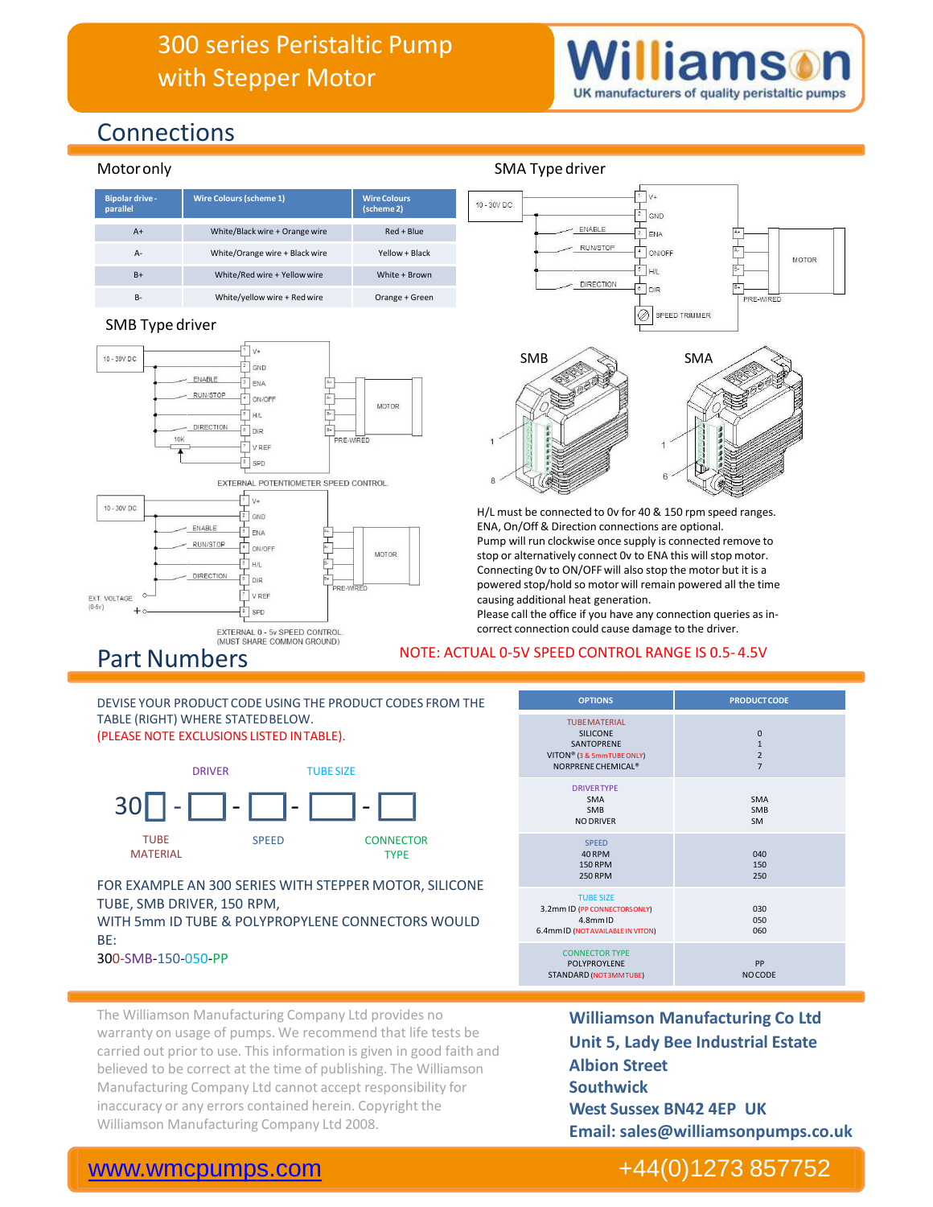# 300 series Peristaltic Pump with Stepper Motor

Williamson
UK manufacturers of quality peristaltic pumps

## Connections

### Motor only

| Bipolar drive - parallel | Wire Colours (scheme 1) | Wire Colours (scheme 2) |
|---|---|---|
| A+ | White/Black wire + Orange wire | Red + Blue |
| A- | White/Orange wire + Black wire | Yellow + Black |
| B+ | White/Red wire + Yellow wire | White + Brown |
| B- | White/yellow wire + Red wire | Orange + Green |

### SMA Type driver

10 - 30V DC
1 V+
2 GND
ENABLE 3 ENA
RUN/STOP 4 ON/OFF
5 H/L
DIRECTION 6 DIR
SPEED TRIMMER
A+ A- B- B+
MOTOR
PRE-WIRED

### SMB Type driver

10 - 30V DC
1 V+
2 GND
ENABLE 3 ENA
RUN/STOP 4 ON/OFF
5 H/L
DIRECTION 6 DIR
10K 7 V REF
8 SPD
A+ A- B- B+
MOTOR
PRE-WIRED

EXTERNAL POTENTIOMETER SPEED CONTROL.

10 - 30V DC
1 V+
2 GND
ENABLE 3 ENA
RUN/STOP 4 ON/OFF
5 H/L
DIRECTION 6 DIR
EXT. VOLTAGE (0-5v) 7 V REF
8 SPD
A+ A- B- B+
MOTOR
PRE-WIRED

EXTERNAL 0 - 5v SPEED CONTROL. (MUST SHARE COMMON GROUND)

SMB
1
8

SMA
1
6

H/L must be connected to 0v for 40 & 150 rpm speed ranges.
ENA, On/Off & Direction connections are optional.
Pump will run clockwise once supply is connected remove to stop or alternatively connect 0v to ENA this will stop motor.
Connecting 0v to ON/OFF will also stop the motor but it is a powered stop/hold so motor will remain powered all the time causing additional heat generation.
Please call the office if you have any connection queries as incorrect connection could cause damage to the driver.

NOTE: ACTUAL 0-5V SPEED CONTROL RANGE IS 0.5- 4.5V

## Part Numbers

DEVISE YOUR PRODUCT CODE USING THE PRODUCT CODES FROM THE TABLE (RIGHT) WHERE STATED BELOW.
(PLEASE NOTE EXCLUSIONS LISTED IN TABLE).

30☐ - ☐ - ☐ - ☐ - ☐

TUBE MATERIAL – DRIVER – SPEED – TUBE SIZE – CONNECTOR TYPE

FOR EXAMPLE AN 300 SERIES WITH STEPPER MOTOR, SILICONE TUBE, SMB DRIVER, 150 RPM,
WITH 5mm ID TUBE & POLYPROPYLENE CONNECTORS WOULD BE:
300-SMB-150-050-PP

| OPTIONS | PRODUCT CODE |
|---|---|
| TUBE MATERIAL | |
| SILICONE | 0 |
| SANTOPRENE | 1 |
| VITON® (3 & 5mm TUBE ONLY) | 2 |
| NORPRENE CHEMICAL® | 7 |
| DRIVER TYPE | |
| SMA | SMA |
| SMB | SMB |
| NO DRIVER | SM |
| SPEED | |
| 40 RPM | 040 |
| 150 RPM | 150 |
| 250 RPM | 250 |
| TUBE SIZE | |
| 3.2mm ID (PP CONNECTORS ONLY) | 030 |
| 4.8mm ID | 050 |
| 6.4mm ID (NOT AVAILABLE IN VITON) | 060 |
| CONNECTOR TYPE | |
| POLYPROLENE | PP |
| STANDARD (NOT 3MM TUBE) | NO CODE |

The Williamson Manufacturing Company Ltd provides no warranty on usage of pumps. We recommend that life tests be carried out prior to use. This information is given in good faith and believed to be correct at the time of publishing. The Williamson Manufacturing Company Ltd cannot accept responsibility for inaccuracy or any errors contained herein. Copyright the Williamson Manufacturing Company Ltd 2008.

**Williamson Manufacturing Co Ltd**
**Unit 5, Lady Bee Industrial Estate**
**Albion Street**
**Southwick**
**West Sussex BN42 4EP UK**
**Email: sales@williamsonpumps.co.uk**

www.wmcpumps.com
+44(0)1273 857752